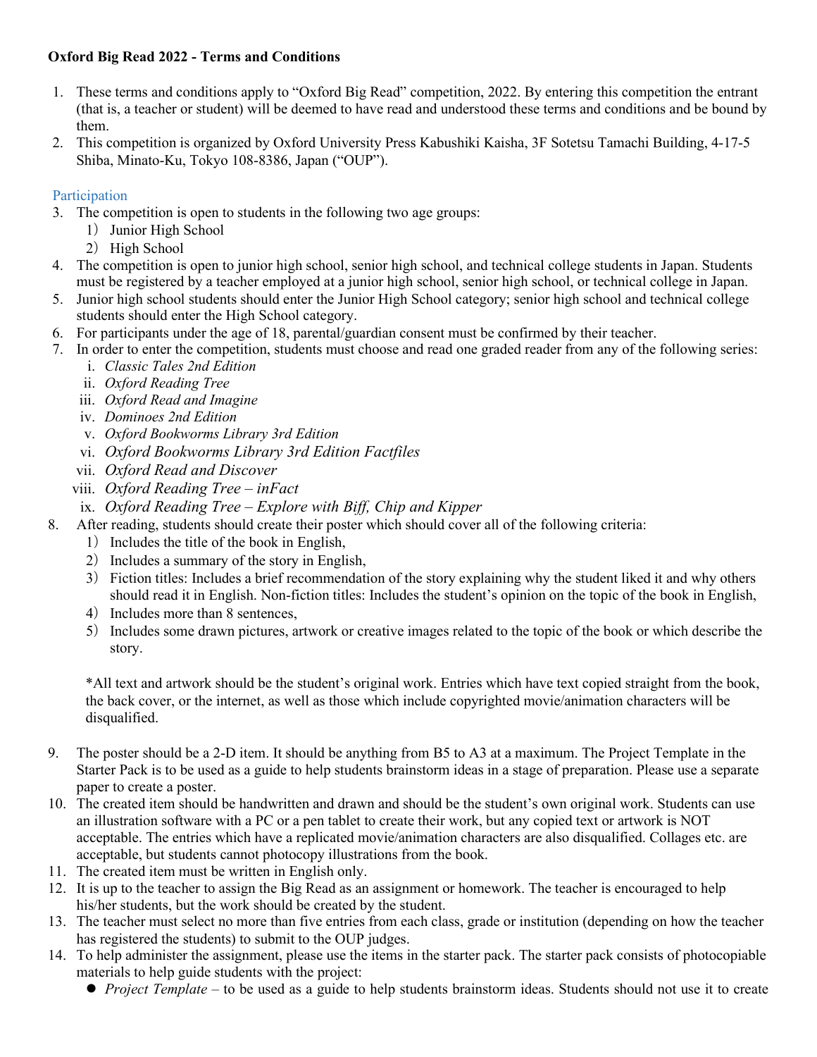**Oxford Big Read 2022 - Terms and Conditions**

1. These terms and conditions apply to "Oxford Big Read" competition, 2022. By entering this competition the entrant (that is, a teacher or student) will be deemed to have read and understood these terms and conditions and be bound by them.
2. This competition is organized by Oxford University Press Kabushiki Kaisha, 3F Sotetsu Tamachi Building, 4-17-5 Shiba, Minato-Ku, Tokyo 108-8386, Japan ("OUP").

## Participation

3. The competition is open to students in the following two age groups:
   1） Junior High School
   2） High School
4. The competition is open to junior high school, senior high school, and technical college students in Japan. Students must be registered by a teacher employed at a junior high school, senior high school, or technical college in Japan.
5. Junior high school students should enter the Junior High School category; senior high school and technical college students should enter the High School category.
6. For participants under the age of 18, parental/guardian consent must be confirmed by their teacher.
7. In order to enter the competition, students must choose and read one graded reader from any of the following series:
   i. *Classic Tales 2nd Edition*
   ii. *Oxford Reading Tree*
   iii. *Oxford Read and Imagine*
   iv. *Dominoes 2nd Edition*
   v. *Oxford Bookworms Library 3rd Edition*
   vi. *Oxford Bookworms Library 3rd Edition Factfiles*
   vii. *Oxford Read and Discover*
   viii. *Oxford Reading Tree – inFact*
   ix. *Oxford Reading Tree – Explore with Biff, Chip and Kipper*
8. After reading, students should create their poster which should cover all of the following criteria:
   1） Includes the title of the book in English,
   2） Includes a summary of the story in English,
   3） Fiction titles: Includes a brief recommendation of the story explaining why the student liked it and why others should read it in English. Non-fiction titles: Includes the student's opinion on the topic of the book in English,
   4） Includes more than 8 sentences,
   5） Includes some drawn pictures, artwork or creative images related to the topic of the book or which describe the story.

   *All text and artwork should be the student's original work. Entries which have text copied straight from the book, the back cover, or the internet, as well as those which include copyrighted movie/animation characters will be disqualified.

9. The poster should be a 2-D item. It should be anything from B5 to A3 at a maximum. The Project Template in the Starter Pack is to be used as a guide to help students brainstorm ideas in a stage of preparation. Please use a separate paper to create a poster.
10. The created item should be handwritten and drawn and should be the student's own original work. Students can use an illustration software with a PC or a pen tablet to create their work, but any copied text or artwork is NOT acceptable. The entries which have a replicated movie/animation characters are also disqualified. Collages etc. are acceptable, but students cannot photocopy illustrations from the book.
11. The created item must be written in English only.
12. It is up to the teacher to assign the Big Read as an assignment or homework. The teacher is encouraged to help his/her students, but the work should be created by the student.
13. The teacher must select no more than five entries from each class, grade or institution (depending on how the teacher has registered the students) to submit to the OUP judges.
14. To help administer the assignment, please use the items in the starter pack. The starter pack consists of photocopiable materials to help guide students with the project:
   - *Project Template* – to be used as a guide to help students brainstorm ideas. Students should not use it to create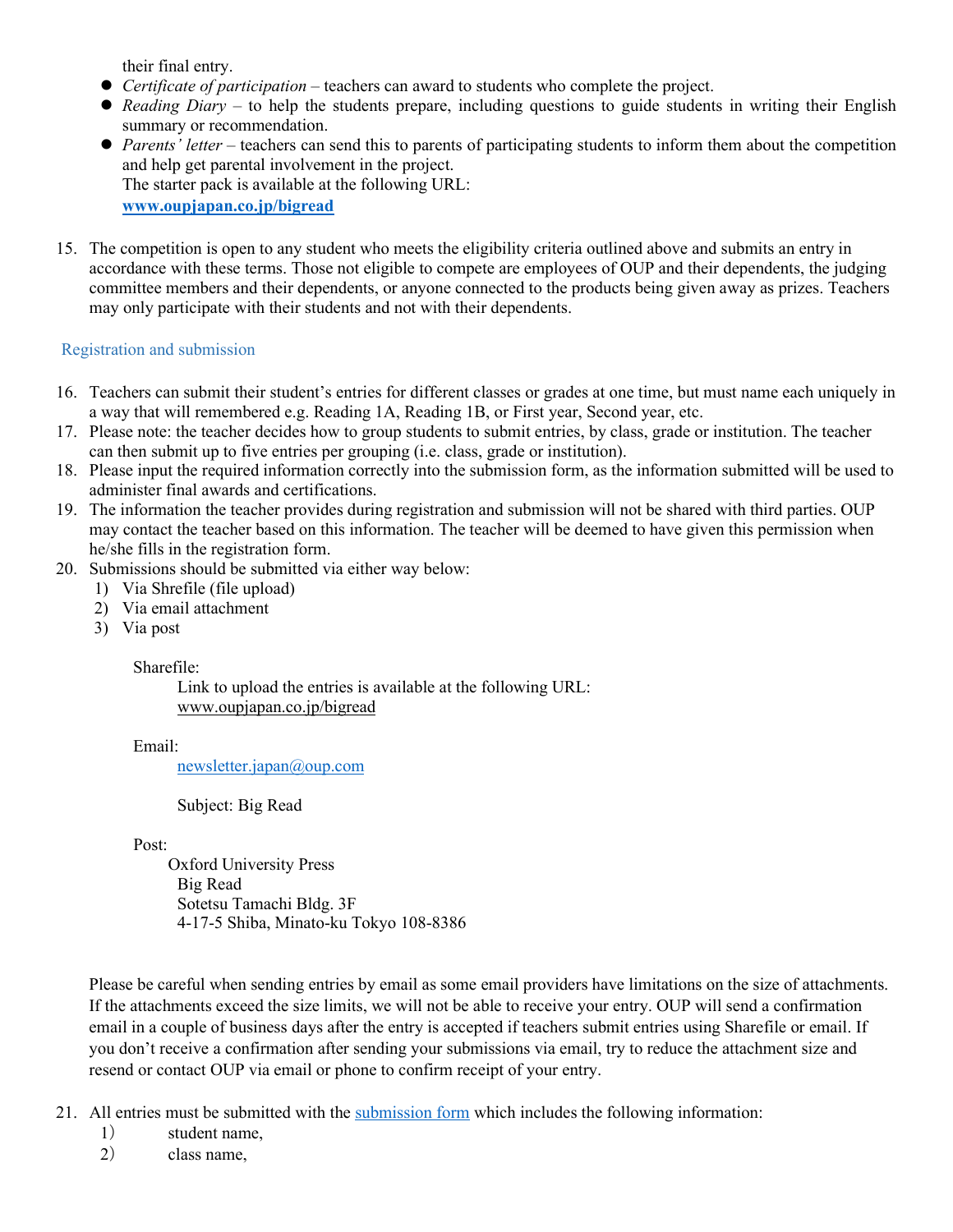their final entry.

- *Certificate of participation* – teachers can award to students who complete the project.
- *Reading Diary* – to help the students prepare, including questions to guide students in writing their English summary or recommendation.
- *Parents' letter* – teachers can send this to parents of participating students to inform them about the competition and help get parental involvement in the project.
  The starter pack is available at the following URL:
  **www.oupjapan.co.jp/bigread**

15. The competition is open to any student who meets the eligibility criteria outlined above and submits an entry in accordance with these terms. Those not eligible to compete are employees of OUP and their dependents, the judging committee members and their dependents, or anyone connected to the products being given away as prizes. Teachers may only participate with their students and not with their dependents.

## Registration and submission

16. Teachers can submit their student's entries for different classes or grades at one time, but must name each uniquely in a way that will remembered e.g. Reading 1A, Reading 1B, or First year, Second year, etc.
17. Please note: the teacher decides how to group students to submit entries, by class, grade or institution. The teacher can then submit up to five entries per grouping (i.e. class, grade or institution).
18. Please input the required information correctly into the submission form, as the information submitted will be used to administer final awards and certifications.
19. The information the teacher provides during registration and submission will not be shared with third parties. OUP may contact the teacher based on this information. The teacher will be deemed to have given this permission when he/she fills in the registration form.
20. Submissions should be submitted via either way below:
    1) Via Shrefile (file upload)
    2) Via email attachment
    3) Via post

    Sharefile:
    Link to upload the entries is available at the following URL:
    www.oupjapan.co.jp/bigread

    Email:
    newsletter.japan@oup.com

    Subject: Big Read

    Post:
    Oxford University Press
    Big Read
    Sotetsu Tamachi Bldg. 3F
    4-17-5 Shiba, Minato-ku Tokyo 108-8386

    Please be careful when sending entries by email as some email providers have limitations on the size of attachments. If the attachments exceed the size limits, we will not be able to receive your entry. OUP will send a confirmation email in a couple of business days after the entry is accepted if teachers submit entries using Sharefile or email. If you don't receive a confirmation after sending your submissions via email, try to reduce the attachment size and resend or contact OUP via email or phone to confirm receipt of your entry.

21. All entries must be submitted with the submission form which includes the following information:
    1） student name,
    2） class name,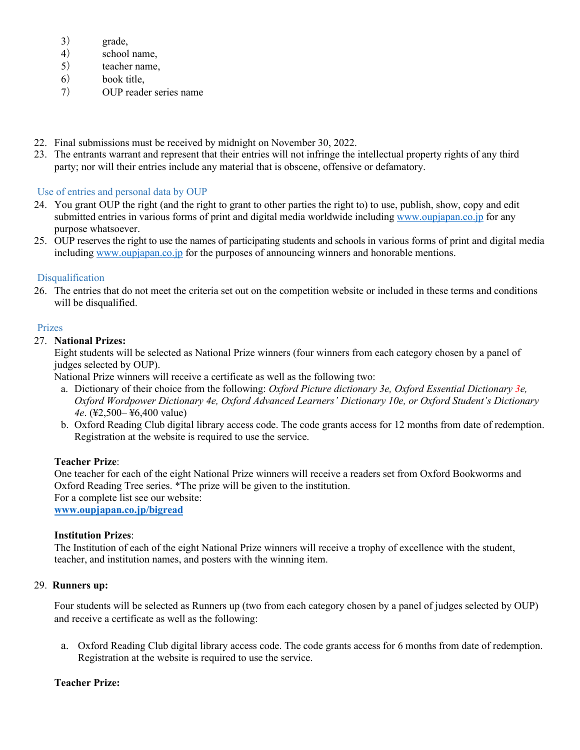3) grade,
4) school name,
5) teacher name,
6) book title,
7) OUP reader series name

22. Final submissions must be received by midnight on November 30, 2022.
23. The entrants warrant and represent that their entries will not infringe the intellectual property rights of any third party; nor will their entries include any material that is obscene, offensive or defamatory.

### Use of entries and personal data by OUP

24. You grant OUP the right (and the right to grant to other parties the right to) to use, publish, show, copy and edit submitted entries in various forms of print and digital media worldwide including www.oupjapan.co.jp for any purpose whatsoever.
25. OUP reserves the right to use the names of participating students and schools in various forms of print and digital media including www.oupjapan.co.jp for the purposes of announcing winners and honorable mentions.

### Disqualification

26. The entries that do not meet the criteria set out on the competition website or included in these terms and conditions will be disqualified.

### Prizes

27. **National Prizes:**
    Eight students will be selected as National Prize winners (four winners from each category chosen by a panel of judges selected by OUP).
    National Prize winners will receive a certificate as well as the following two:
    a. Dictionary of their choice from the following: *Oxford Picture dictionary 3e, Oxford Essential Dictionary 3e, Oxford Wordpower Dictionary 4e, Oxford Advanced Learners' Dictionary 10e, or Oxford Student's Dictionary 4e*. (¥2,500– ¥6,400 value)
    b. Oxford Reading Club digital library access code. The code grants access for 12 months from date of redemption. Registration at the website is required to use the service.

    **Teacher Prize**:
    One teacher for each of the eight National Prize winners will receive a readers set from Oxford Bookworms and Oxford Reading Tree series. *The prize will be given to the institution.
    For a complete list see our website:
    **www.oupjapan.co.jp/bigread**

    **Institution Prizes**:
    The Institution of each of the eight National Prize winners will receive a trophy of excellence with the student, teacher, and institution names, and posters with the winning item.

29. **Runners up:**

    Four students will be selected as Runners up (two from each category chosen by a panel of judges selected by OUP) and receive a certificate as well as the following:

    a. Oxford Reading Club digital library access code. The code grants access for 6 months from date of redemption. Registration at the website is required to use the service.

    **Teacher Prize:**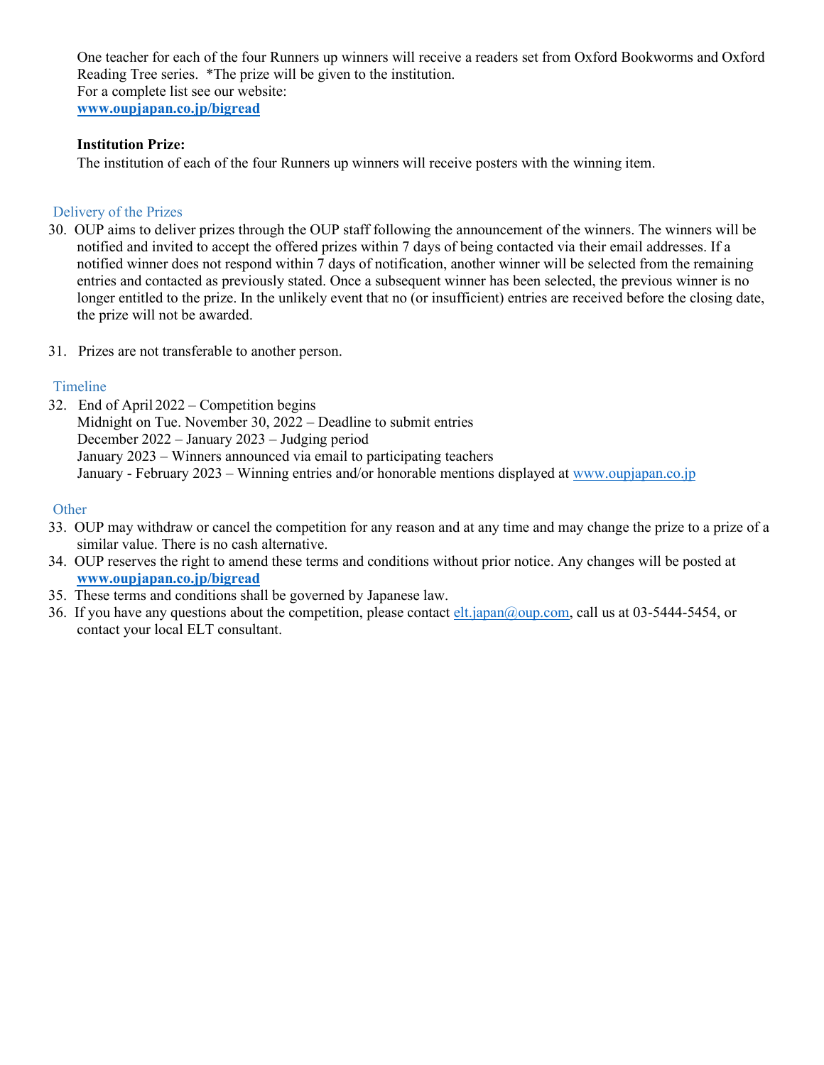One teacher for each of the four Runners up winners will receive a readers set from Oxford Bookworms and Oxford Reading Tree series. *The prize will be given to the institution.
For a complete list see our website:
**www.oupjapan.co.jp/bigread**

**Institution Prize:**
The institution of each of the four Runners up winners will receive posters with the winning item.

## Delivery of the Prizes

30. OUP aims to deliver prizes through the OUP staff following the announcement of the winners. The winners will be notified and invited to accept the offered prizes within 7 days of being contacted via their email addresses. If a notified winner does not respond within 7 days of notification, another winner will be selected from the remaining entries and contacted as previously stated. Once a subsequent winner has been selected, the previous winner is no longer entitled to the prize. In the unlikely event that no (or insufficient) entries are received before the closing date, the prize will not be awarded.

31. Prizes are not transferable to another person.

## Timeline

32. End of April 2022 – Competition begins
    Midnight on Tue. November 30, 2022 – Deadline to submit entries
    December 2022 – January 2023 – Judging period
    January 2023 – Winners announced via email to participating teachers
    January - February 2023 – Winning entries and/or honorable mentions displayed at www.oupjapan.co.jp

## Other

33. OUP may withdraw or cancel the competition for any reason and at any time and may change the prize to a prize of a similar value. There is no cash alternative.
34. OUP reserves the right to amend these terms and conditions without prior notice. Any changes will be posted at **www.oupjapan.co.jp/bigread**
35. These terms and conditions shall be governed by Japanese law.
36. If you have any questions about the competition, please contact elt.japan@oup.com, call us at 03-5444-5454, or contact your local ELT consultant.